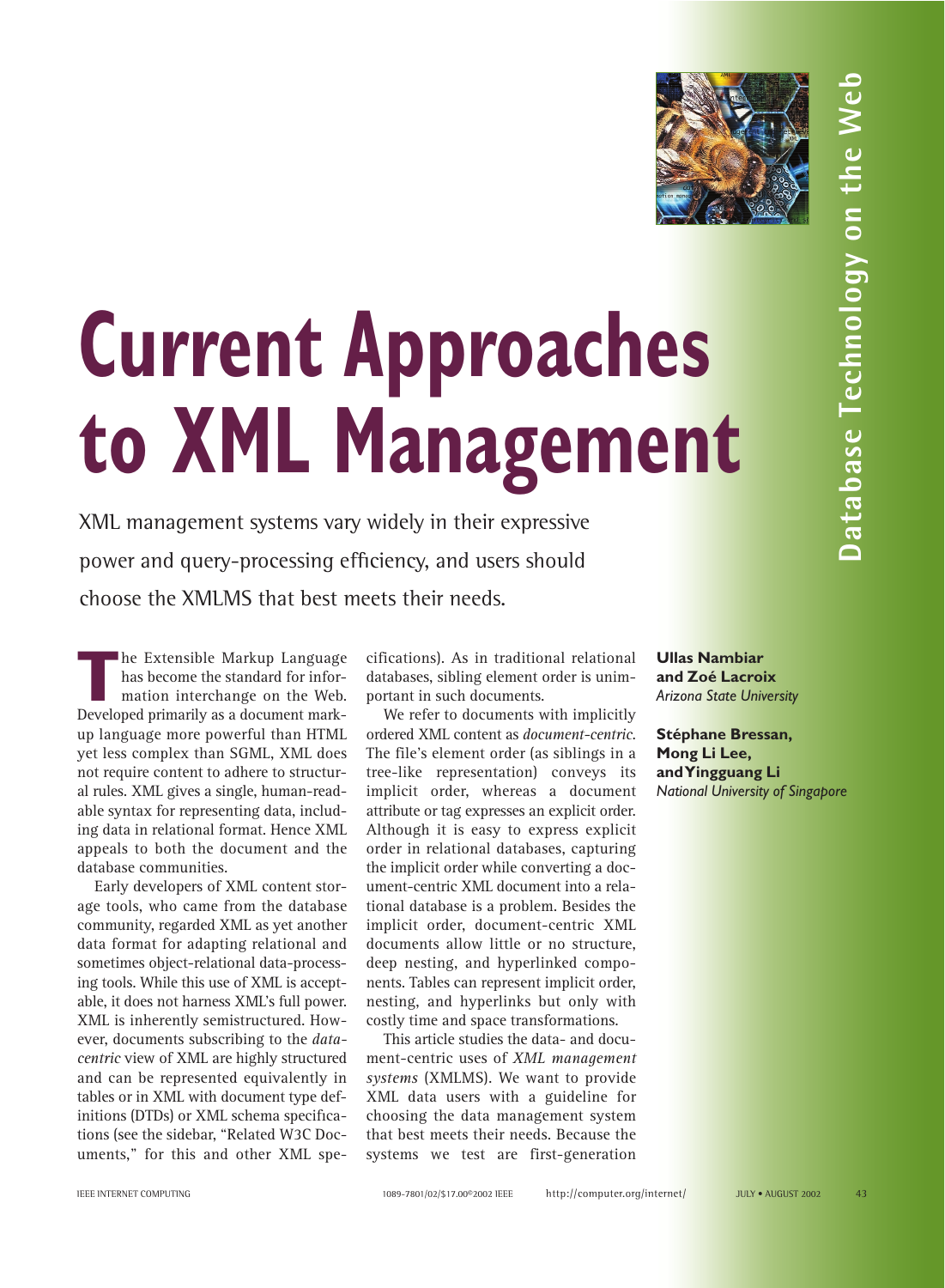# Current Approaches to XML Management

XML management systems vary widely in their expressive power and query-processing efficiency, and users should choose the XMLMS that best meets their needs.

**Ullas Nambiar and Zoé Lacroix**
*Arizona State University*

**Stéphane Bressan, Mong Li Lee, and Yingguang Li**
*National University of Singapore*

The Extensible Markup Language has become the standard for information interchange on the Web. Developed primarily as a document markup language more powerful than HTML yet less complex than SGML, XML does not require content to adhere to structural rules. XML gives a single, human-readable syntax for representing data, including data in relational format. Hence XML appeals to both the document and the database communities.

Early developers of XML content storage tools, who came from the database community, regarded XML as yet another data format for adapting relational and sometimes object-relational data-processing tools. While this use of XML is acceptable, it does not harness XML's full power. XML is inherently semistructured. However, documents subscribing to the *data-centric* view of XML are highly structured and can be represented equivalently in tables or in XML with document type definitions (DTDs) or XML schema specifications (see the sidebar, "Related W3C Documents," for this and other XML specifications). As in traditional relational databases, sibling element order is unimportant in such documents.

We refer to documents with implicitly ordered XML content as *document-centric*. The file's element order (as siblings in a tree-like representation) conveys its implicit order, whereas a document attribute or tag expresses an explicit order. Although it is easy to express explicit order in relational databases, capturing the implicit order while converting a document-centric XML document into a relational database is a problem. Besides the implicit order, document-centric XML documents allow little or no structure, deep nesting, and hyperlinked components. Tables can represent implicit order, nesting, and hyperlinks but only with costly time and space transformations.

This article studies the data- and document-centric uses of *XML management systems* (XMLMS). We want to provide XML data users with a guideline for choosing the data management system that best meets their needs. Because the systems we test are first-generation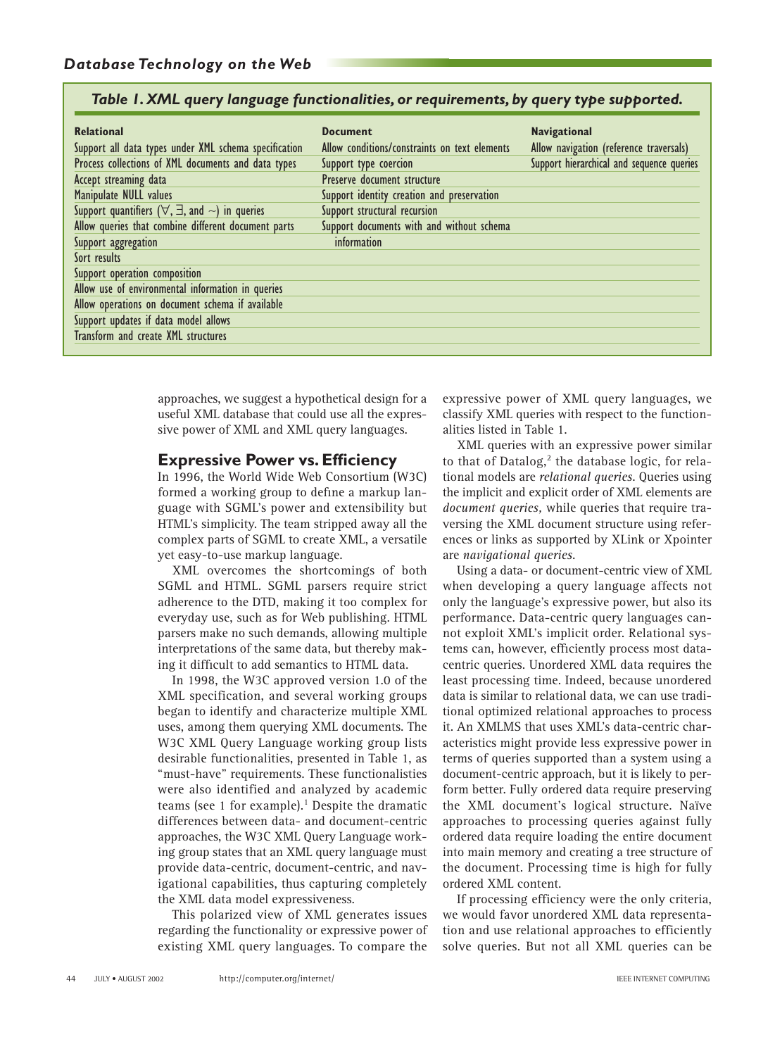*Table 1. XML query language functionalities, or requirements, by query type supported.*

| Relational | Document | Navigational |
|---|---|---|
| Support all data types under XML schema specification | Allow conditions/constraints on text elements | Allow navigation (reference traversals) |
| Process collections of XML documents and data types | Support type coercion | Support hierarchical and sequence queries |
| Accept streaming data | Preserve document structure | |
| Manipulate NULL values | Support identity creation and preservation | |
| Support quantifiers ($\forall$, $\exists$, and $\sim$) in queries | Support structural recursion | |
| Allow queries that combine different document parts | Support documents with and without schema information | |
| Support aggregation | | |
| Sort results | | |
| Support operation composition | | |
| Allow use of environmental information in queries | | |
| Allow operations on document schema if available | | |
| Support updates if data model allows | | |
| Transform and create XML structures | | |

approaches, we suggest a hypothetical design for a useful XML database that could use all the expressive power of XML and XML query languages.

## Expressive Power vs. Efficiency

In 1996, the World Wide Web Consortium (W3C) formed a working group to define a markup language with SGML's power and extensibility but HTML's simplicity. The team stripped away all the complex parts of SGML to create XML, a versatile yet easy-to-use markup language.

XML overcomes the shortcomings of both SGML and HTML. SGML parsers require strict adherence to the DTD, making it too complex for everyday use, such as for Web publishing. HTML parsers make no such demands, allowing multiple interpretations of the same data, but thereby making it difficult to add semantics to HTML data.

In 1998, the W3C approved version 1.0 of the XML specification, and several working groups began to identify and characterize multiple XML uses, among them querying XML documents. The W3C XML Query Language working group lists desirable functionalities, presented in Table 1, as "must-have" requirements. These functionalisties were also identified and analyzed by academic teams (see 1 for example).[1] Despite the dramatic differences between data- and document-centric approaches, the W3C XML Query Language working group states that an XML query language must provide data-centric, document-centric, and navigational capabilities, thus capturing completely the XML data model expressiveness.

This polarized view of XML generates issues regarding the functionality or expressive power of existing XML query languages. To compare the expressive power of XML query languages, we classify XML queries with respect to the functionalities listed in Table 1.

XML queries with an expressive power similar to that of Datalog,[2] the database logic, for relational models are *relational queries*. Queries using the implicit and explicit order of XML elements are *document queries,* while queries that require traversing the XML document structure using references or links as supported by XLink or Xpointer are *navigational queries*.

Using a data- or document-centric view of XML when developing a query language affects not only the language's expressive power, but also its performance. Data-centric query languages cannot exploit XML's implicit order. Relational systems can, however, efficiently process most data-centric queries. Unordered XML data requires the least processing time. Indeed, because unordered data is similar to relational data, we can use traditional optimized relational approaches to process it. An XMLMS that uses XML's data-centric characteristics might provide less expressive power in terms of queries supported than a system using a document-centric approach, but it is likely to perform better. Fully ordered data require preserving the XML document's logical structure. Naïve approaches to processing queries against fully ordered data require loading the entire document into main memory and creating a tree structure of the document. Processing time is high for fully ordered XML content.

If processing efficiency were the only criteria, we would favor unordered XML data representation and use relational approaches to efficiently solve queries. But not all XML queries can be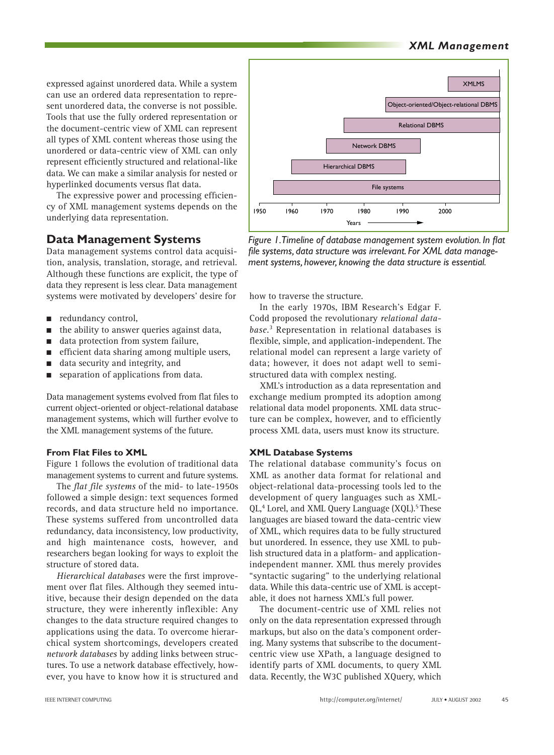expressed against unordered data. While a system can use an ordered data representation to represent unordered data, the converse is not possible. Tools that use the fully ordered representation or the document-centric view of XML can represent all types of XML content whereas those using the unordered or data-centric view of XML can only represent efficiently structured and relational-like data. We can make a similar analysis for nested or hyperlinked documents versus flat data.

The expressive power and processing efficiency of XML management systems depends on the underlying data representation.

## Data Management Systems

Data management systems control data acquisition, analysis, translation, storage, and retrieval. Although these functions are explicit, the type of data they represent is less clear. Data management systems were motivated by developers' desire for

- redundancy control,
- the ability to answer queries against data,
- data protection from system failure,
- efficient data sharing among multiple users,
- data security and integrity, and
- separation of applications from data.

Data management systems evolved from flat files to current object-oriented or object-relational database management systems, which will further evolve to the XML management systems of the future.

### From Flat Files to XML

Figure 1 follows the evolution of traditional data management systems to current and future systems.

The *flat file systems* of the mid- to late-1950s followed a simple design: text sequences formed records, and data structure held no importance. These systems suffered from uncontrolled data redundancy, data inconsistency, low productivity, and high maintenance costs, however, and researchers began looking for ways to exploit the structure of stored data.

*Hierarchical databases* were the first improvement over flat files. Although they seemed intuitive, because their design depended on the data structure, they were inherently inflexible: Any changes to the data structure required changes to applications using the data. To overcome hierarchical system shortcomings, developers created *network databases* by adding links between structures. To use a network database effectively, however, you have to know how it is structured and how to traverse the structure.

*Figure 1. Timeline of database management system evolution. In flat file systems, data structure was irrelevant. For XML data management systems, however, knowing the data structure is essential.*

In the early 1970s, IBM Research's Edgar F. Codd proposed the revolutionary *relational database*.[3] Representation in relational databases is flexible, simple, and application-independent. The relational model can represent a large variety of data; however, it does not adapt well to semi-structured data with complex nesting.

XML's introduction as a data representation and exchange medium prompted its adoption among relational data model proponents. XML data structure can be complex, however, and to efficiently process XML data, users must know its structure.

### XML Database Systems

The relational database community's focus on XML as another data format for relational and object-relational data-processing tools led to the development of query languages such as XML-QL,[4] Lorel, and XML Query Language (XQL).[5] These languages are biased toward the data-centric view of XML, which requires data to be fully structured but unordered. In essence, they use XML to publish structured data in a platform- and application-independent manner. XML thus merely provides "syntactic sugaring" to the underlying relational data. While this data-centric use of XML is acceptable, it does not harness XML's full power.

The document-centric use of XML relies not only on the data representation expressed through markups, but also on the data's component ordering. Many systems that subscribe to the document-centric view use XPath, a language designed to identify parts of XML documents, to query XML data. Recently, the W3C published XQuery, which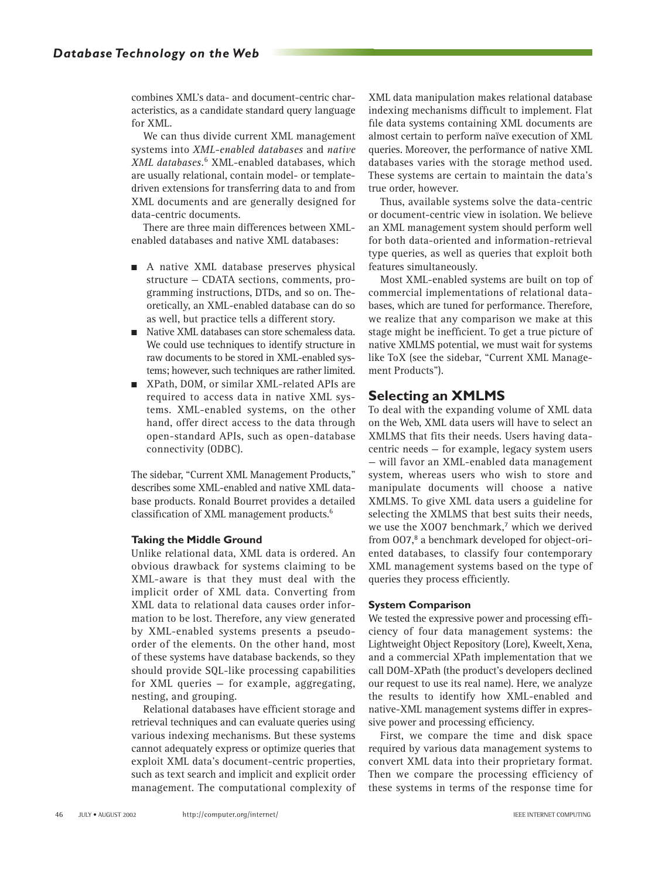combines XML's data- and document-centric characteristics, as a candidate standard query language for XML.

We can thus divide current XML management systems into *XML-enabled databases* and *native XML databases*.[6] XML-enabled databases, which are usually relational, contain model- or template-driven extensions for transferring data to and from XML documents and are generally designed for data-centric documents.

There are three main differences between XML-enabled databases and native XML databases:

- A native XML database preserves physical structure — CDATA sections, comments, programming instructions, DTDs, and so on. Theoretically, an XML-enabled database can do so as well, but practice tells a different story.
- Native XML databases can store schemaless data. We could use techniques to identify structure in raw documents to be stored in XML-enabled systems; however, such techniques are rather limited.
- XPath, DOM, or similar XML-related APIs are required to access data in native XML systems. XML-enabled systems, on the other hand, offer direct access to the data through open-standard APIs, such as open-database connectivity (ODBC).

The sidebar, "Current XML Management Products," describes some XML-enabled and native XML database products. Ronald Bourret provides a detailed classification of XML management products.[6]

### Taking the Middle Ground

Unlike relational data, XML data is ordered. An obvious drawback for systems claiming to be XML-aware is that they must deal with the implicit order of XML data. Converting from XML data to relational data causes order information to be lost. Therefore, any view generated by XML-enabled systems presents a pseudo-order of the elements. On the other hand, most of these systems have database backends, so they should provide SQL-like processing capabilities for XML queries — for example, aggregating, nesting, and grouping.

Relational databases have efficient storage and retrieval techniques and can evaluate queries using various indexing mechanisms. But these systems cannot adequately express or optimize queries that exploit XML data's document-centric properties, such as text search and implicit and explicit order management. The computational complexity of XML data manipulation makes relational database indexing mechanisms difficult to implement. Flat file data systems containing XML documents are almost certain to perform naïve execution of XML queries. Moreover, the performance of native XML databases varies with the storage method used. These systems are certain to maintain the data's true order, however.

Thus, available systems solve the data-centric or document-centric view in isolation. We believe an XML management system should perform well for both data-oriented and information-retrieval type queries, as well as queries that exploit both features simultaneously.

Most XML-enabled systems are built on top of commercial implementations of relational databases, which are tuned for performance. Therefore, we realize that any comparison we make at this stage might be inefficient. To get a true picture of native XMLMS potential, we must wait for systems like ToX (see the sidebar, "Current XML Management Products").

## Selecting an XMLMS

To deal with the expanding volume of XML data on the Web, XML data users will have to select an XMLMS that fits their needs. Users having data-centric needs — for example, legacy system users — will favor an XML-enabled data management system, whereas users who wish to store and manipulate documents will choose a native XMLMS. To give XML data users a guideline for selecting the XMLMS that best suits their needs, we use the XOO7 benchmark,[7] which we derived from OO7,[8] a benchmark developed for object-oriented databases, to classify four contemporary XML management systems based on the type of queries they process efficiently.

### System Comparison

We tested the expressive power and processing efficiency of four data management systems: the Lightweight Object Repository (Lore), Kweelt, Xena, and a commercial XPath implementation that we call DOM-XPath (the product's developers declined our request to use its real name). Here, we analyze the results to identify how XML-enabled and native-XML management systems differ in expressive power and processing efficiency.

First, we compare the time and disk space required by various data management systems to convert XML data into their proprietary format. Then we compare the processing efficiency of these systems in terms of the response time for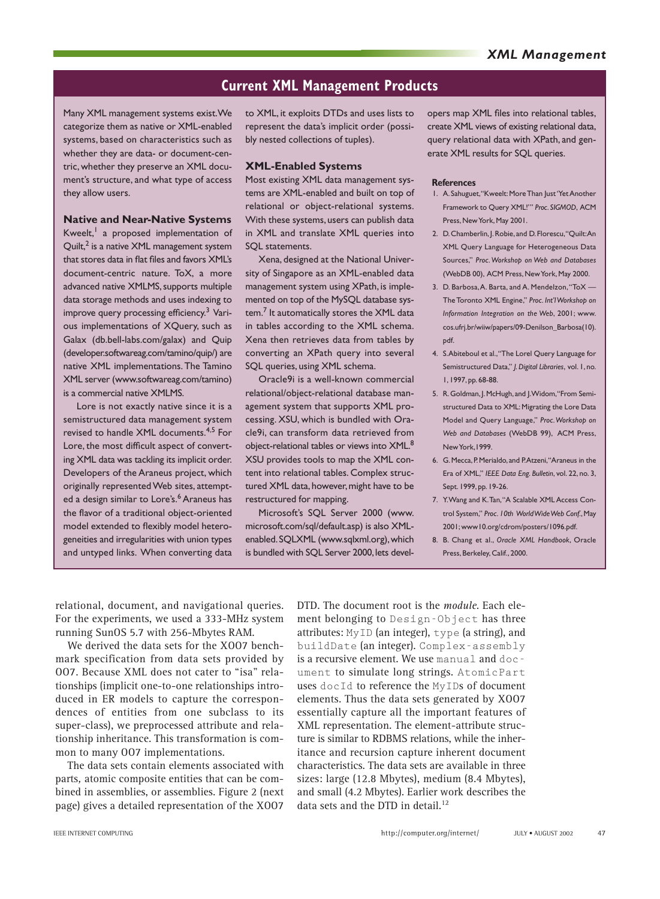## Current XML Management Products

Many XML management systems exist. We categorize them as native or XML-enabled systems, based on characteristics such as whether they are data- or document-centric, whether they preserve an XML document's structure, and what type of access they allow users.

### Native and Near-Native Systems

Kweelt,[1] a proposed implementation of Quilt,[2] is a native XML management system that stores data in flat files and favors XML's document-centric nature. ToX, a more advanced native XMLMS, supports multiple data storage methods and uses indexing to improve query processing efficiency.[3] Various implementations of XQuery, such as Galax (db.bell-labs.com/galax) and Quip (developer.softwareag.com/tamino/quip/) are native XML implementations. The Tamino XML server (www.softwareag.com/tamino) is a commercial native XMLMS.

Lore is not exactly native since it is a semistructured data management system revised to handle XML documents.[4,5] For Lore, the most difficult aspect of converting XML data was tackling its implicit order. Developers of the Araneus project, which originally represented Web sites, attempted a design similar to Lore's.[6] Araneus has the flavor of a traditional object-oriented model extended to flexibly model heterogeneities and irregularities with union types and untyped links. When converting data to XML, it exploits DTDs and uses lists to represent the data's implicit order (possibly nested collections of tuples).

### XML-Enabled Systems

Most existing XML data management systems are XML-enabled and built on top of relational or object-relational systems. With these systems, users can publish data in XML and translate XML queries into SQL statements.

Xena, designed at the National University of Singapore as an XML-enabled data management system using XPath, is implemented on top of the MySQL database system.[7] It automatically stores the XML data in tables according to the XML schema. Xena then retrieves data from tables by converting an XPath query into several SQL queries, using XML schema.

Oracle9i is a well-known commercial relational/object-relational database management system that supports XML processing. XSU, which is bundled with Oracle9i, can transform data retrieved from object-relational tables or views into XML.[8] XSU provides tools to map the XML content into relational tables. Complex structured XML data, however, might have to be restructured for mapping.

Microsoft's SQL Server 2000 (www.microsoft.com/sql/default.asp) is also XML-enabled. SQLXML (www.sqlxml.org), which is bundled with SQL Server 2000, lets developers map XML files into relational tables, create XML views of existing relational data, query relational data with XPath, and generate XML results for SQL queries.

#### References

1. A. Sahuguet, "Kweelt: More Than Just 'Yet Another Framework to Query XML!'" *Proc. SIGMOD*, ACM Press, New York, May 2001.
2. D. Chamberlin, J. Robie, and D. Florescu, "Quilt: An XML Query Language for Heterogeneous Data Sources," *Proc. Workshop on Web and Databases* (WebDB 00), ACM Press, New York, May 2000.
3. D. Barbosa, A. Barta, and A. Mendelzon, "ToX — The Toronto XML Engine," *Proc. Int'l Workshop on Information Integration on the Web*, 2001; www.cos.ufrj.br/wiiw/papers/09-Denilson_Barbosa(10).pdf.
4. S. Abiteboul et al., "The Lorel Query Language for Semistructured Data," *J. Digital Libraries*, vol. 1, no. 1, 1997, pp. 68-88.
5. R. Goldman, J. McHugh, and J. Widom, "From Semistructured Data to XML: Migrating the Lore Data Model and Query Language," *Proc. Workshop on Web and Databases* (WebDB 99), ACM Press, New York, 1999.
6. G. Mecca, P. Merialdo, and P. Atzeni, "Araneus in the Era of XML," *IEEE Data Eng. Bulletin*, vol. 22, no. 3, Sept. 1999, pp. 19-26.
7. Y. Wang and K. Tan, "A Scalable XML Access Control System," *Proc. 10th World Wide Web Conf.*, May 2001; www10.org/cdrom/posters/1096.pdf.
8. B. Chang et al., *Oracle XML Handbook*, Oracle Press, Berkeley, Calif., 2000.

---

relational, document, and navigational queries. For the experiments, we used a 333-MHz system running SunOS 5.7 with 256-Mbytes RAM.

We derived the data sets for the XOO7 benchmark specification from data sets provided by OO7. Because XML does not cater to "isa" relationships (implicit one-to-one relationships introduced in ER models to capture the correspondences of entities from one subclass to its super-class), we preprocessed attribute and relationship inheritance. This transformation is common to many OO7 implementations.

The data sets contain elements associated with parts, atomic composite entities that can be combined in assemblies, or assemblies. Figure 2 (next page) gives a detailed representation of the XOO7 DTD. The document root is the *module*. Each element belonging to `Design-Object` has three attributes: `MyID` (an integer), `type` (a string), and `buildDate` (an integer). `Complex-assembly` is a recursive element. We use `manual` and `document` to simulate long strings. `AtomicPart` uses `docId` to reference the `MyID`s of document elements. Thus the data sets generated by XOO7 essentially capture all the important features of XML representation. The element-attribute structure is similar to RDBMS relations, while the inheritance and recursion capture inherent document characteristics. The data sets are available in three sizes: large (12.8 Mbytes), medium (8.4 Mbytes), and small (4.2 Mbytes). Earlier work describes the data sets and the DTD in detail.[12]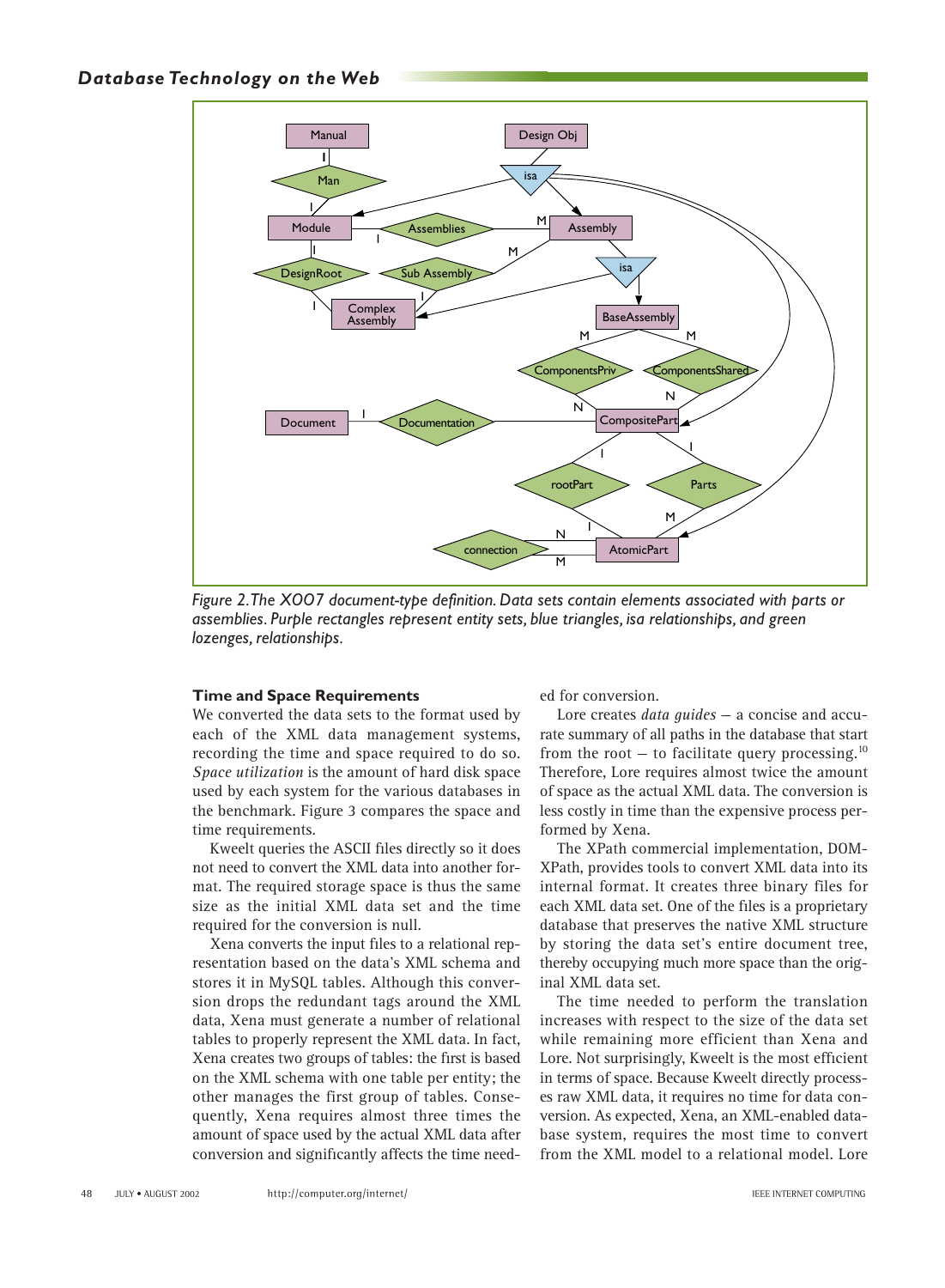Manual

Design Obj

Man

isa

Module

Assemblies

Assembly

DesignRoot

Sub Assembly

isa

Complex Assembly

BaseAssembly

ComponentsPriv

ComponentsShared

Document

Documentation

CompositePart

rootPart

Parts

connection

AtomicPart

1

1

1

1

1

1

1

1

1

1

M

M

M

M

N

N

M

N

M

Figure 2. The XOO7 document-type definition. Data sets contain elements associated with parts or assemblies. Purple rectangles represent entity sets, blue triangles, isa relationships, and green lozenges, relationships.

### Time and Space Requirements

We converted the data sets to the format used by each of the XML data management systems, recording the time and space required to do so. *Space utilization* is the amount of hard disk space used by each system for the various databases in the benchmark. Figure 3 compares the space and time requirements.

Kweelt queries the ASCII files directly so it does not need to convert the XML data into another format. The required storage space is thus the same size as the initial XML data set and the time required for the conversion is null.

Xena converts the input files to a relational representation based on the data's XML schema and stores it in MySQL tables. Although this conversion drops the redundant tags around the XML data, Xena must generate a number of relational tables to properly represent the XML data. In fact, Xena creates two groups of tables: the first is based on the XML schema with one table per entity; the other manages the first group of tables. Consequently, Xena requires almost three times the amount of space used by the actual XML data after conversion and significantly affects the time needed for conversion.

Lore creates *data guides* — a concise and accurate summary of all paths in the database that start from the root — to facilitate query processing.[10] Therefore, Lore requires almost twice the amount of space as the actual XML data. The conversion is less costly in time than the expensive process performed by Xena.

The XPath commercial implementation, DOM-XPath, provides tools to convert XML data into its internal format. It creates three binary files for each XML data set. One of the files is a proprietary database that preserves the native XML structure by storing the data set's entire document tree, thereby occupying much more space than the original XML data set.

The time needed to perform the translation increases with respect to the size of the data set while remaining more efficient than Xena and Lore. Not surprisingly, Kweelt is the most efficient in terms of space. Because Kweelt directly processes raw XML data, it requires no time for data conversion. As expected, Xena, an XML-enabled database system, requires the most time to convert from the XML model to a relational model. Lore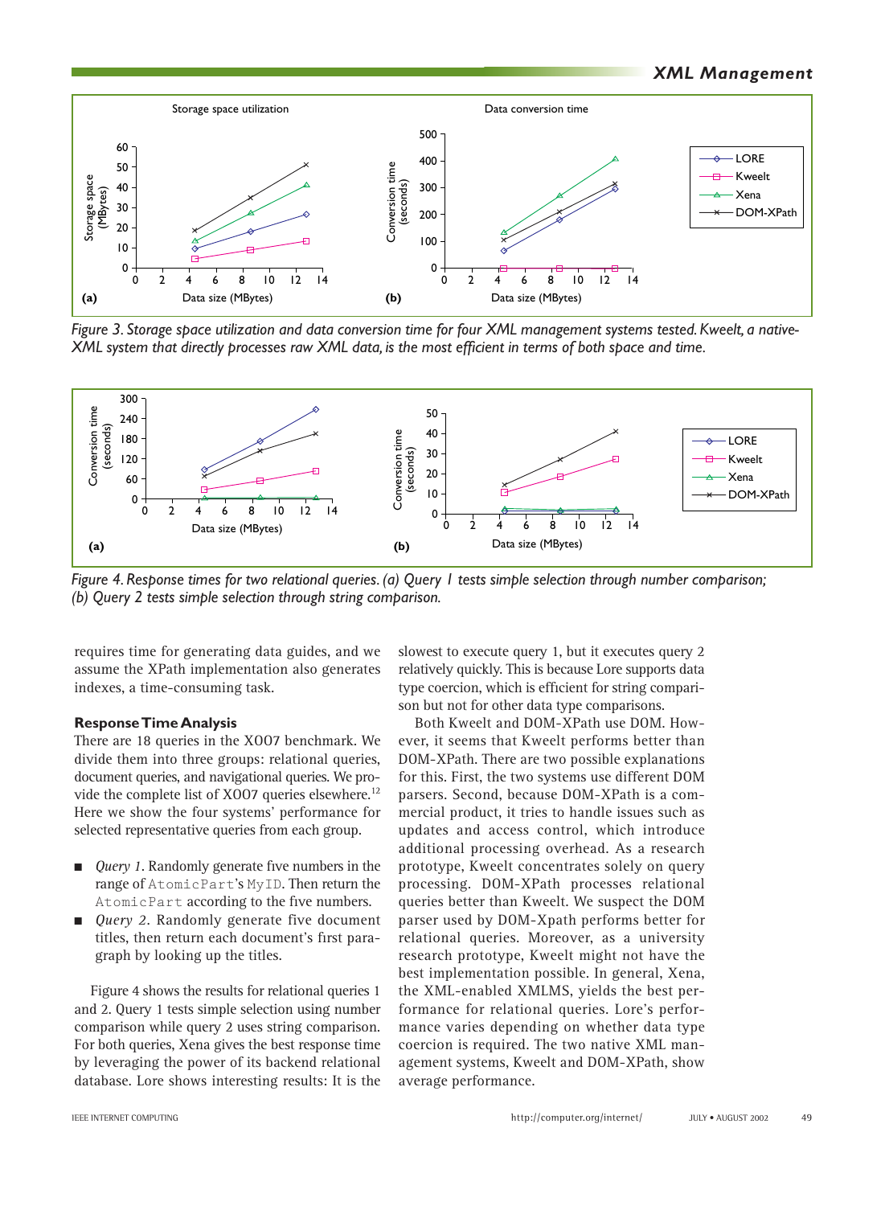Figure 3. Storage space utilization and data conversion time for four XML management systems tested. Kweelt, a native-XML system that directly processes raw XML data, is the most efficient in terms of both space and time.

Figure 4. Response times for two relational queries. (a) Query 1 tests simple selection through number comparison; (b) Query 2 tests simple selection through string comparison.

requires time for generating data guides, and we assume the XPath implementation also generates indexes, a time-consuming task.

### Response Time Analysis

There are 18 queries in the XOO7 benchmark. We divide them into three groups: relational queries, document queries, and navigational queries. We provide the complete list of XOO7 queries elsewhere.[12] Here we show the four systems' performance for selected representative queries from each group.

- *Query 1*. Randomly generate five numbers in the range of `AtomicPart`'s `MyID`. Then return the `AtomicPart` according to the five numbers.
- *Query 2*. Randomly generate five document titles, then return each document's first paragraph by looking up the titles.

Figure 4 shows the results for relational queries 1 and 2. Query 1 tests simple selection using number comparison while query 2 uses string comparison. For both queries, Xena gives the best response time by leveraging the power of its backend relational database. Lore shows interesting results: It is the slowest to execute query 1, but it executes query 2 relatively quickly. This is because Lore supports data type coercion, which is efficient for string comparison but not for other data type comparisons.

Both Kweelt and DOM-XPath use DOM. However, it seems that Kweelt performs better than DOM-XPath. There are two possible explanations for this. First, the two systems use different DOM parsers. Second, because DOM-XPath is a commercial product, it tries to handle issues such as updates and access control, which introduce additional processing overhead. As a research prototype, Kweelt concentrates solely on query processing. DOM-XPath processes relational queries better than Kweelt. We suspect the DOM parser used by DOM-Xpath performs better for relational queries. Moreover, as a university research prototype, Kweelt might not have the best implementation possible. In general, Xena, the XML-enabled XMLMS, yields the best performance for relational queries. Lore's performance varies depending on whether data type coercion is required. The two native XML management systems, Kweelt and DOM-XPath, show average performance.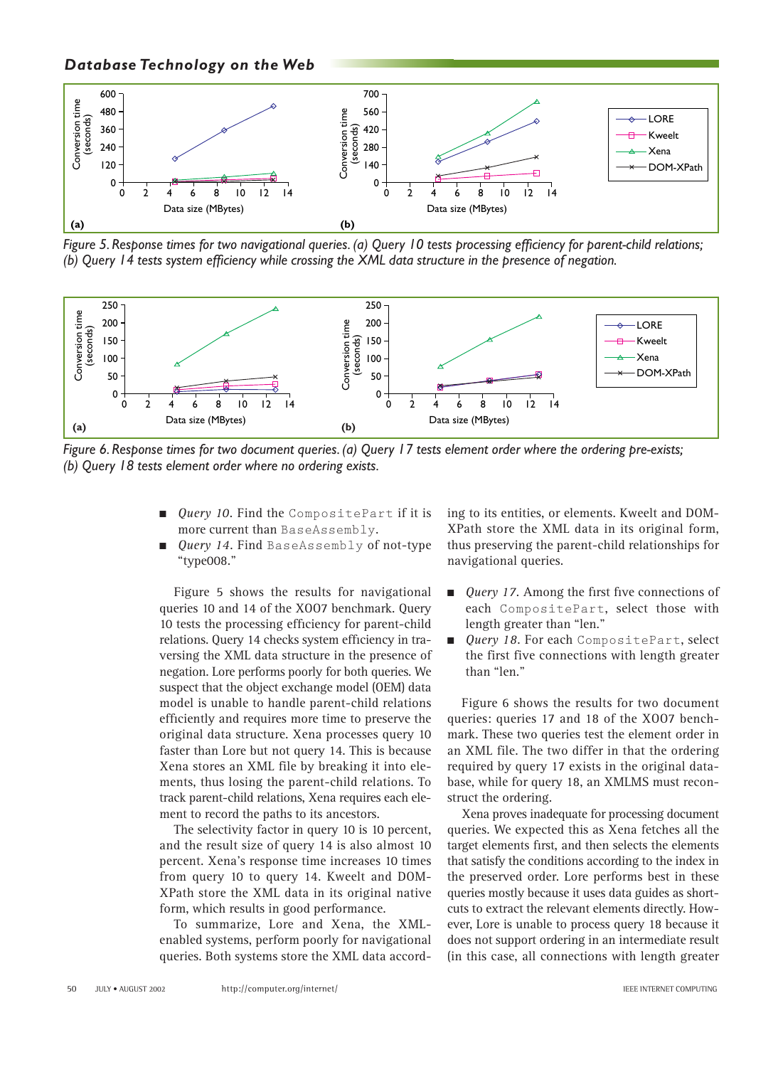Figure 5. Response times for two navigational queries. (a) Query 10 tests processing efficiency for parent-child relations; (b) Query 14 tests system efficiency while crossing the XML data structure in the presence of negation.

Figure 6. Response times for two document queries. (a) Query 17 tests element order where the ordering pre-exists; (b) Query 18 tests element order where no ordering exists.

- *Query 10*. Find the `CompositePart` if it is more current than `BaseAssembly`.
- *Query 14*. Find `BaseAssembly` of not-type "type008."

Figure 5 shows the results for navigational queries 10 and 14 of the XOO7 benchmark. Query 10 tests the processing efficiency for parent-child relations. Query 14 checks system efficiency in traversing the XML data structure in the presence of negation. Lore performs poorly for both queries. We suspect that the object exchange model (OEM) data model is unable to handle parent-child relations efficiently and requires more time to preserve the original data structure. Xena processes query 10 faster than Lore but not query 14. This is because Xena stores an XML file by breaking it into elements, thus losing the parent-child relations. To track parent-child relations, Xena requires each element to record the paths to its ancestors.

The selectivity factor in query 10 is 10 percent, and the result size of query 14 is also almost 10 percent. Xena's response time increases 10 times from query 10 to query 14. Kweelt and DOM-XPath store the XML data in its original native form, which results in good performance.

To summarize, Lore and Xena, the XML-enabled systems, perform poorly for navigational queries. Both systems store the XML data according to its entities, or elements. Kweelt and DOM-XPath store the XML data in its original form, thus preserving the parent-child relationships for navigational queries.

- *Query 17*. Among the first five connections of each `CompositePart`, select those with length greater than "len."
- *Query 18*. For each `CompositePart`, select the first five connections with length greater than "len."

Figure 6 shows the results for two document queries: queries 17 and 18 of the XOO7 benchmark. These two queries test the element order in an XML file. The two differ in that the ordering required by query 17 exists in the original database, while for query 18, an XMLMS must reconstruct the ordering.

Xena proves inadequate for processing document queries. We expected this as Xena fetches all the target elements first, and then selects the elements that satisfy the conditions according to the index in the preserved order. Lore performs best in these queries mostly because it uses data guides as shortcuts to extract the relevant elements directly. However, Lore is unable to process query 18 because it does not support ordering in an intermediate result (in this case, all connections with length greater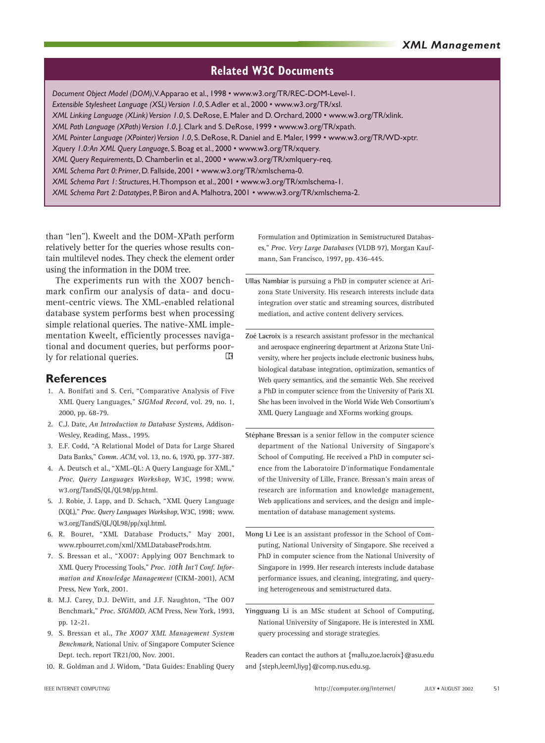## Related W3C Documents

*Document Object Model (DOM)*, V. Apparao et al., 1998 • www.w3.org/TR/REC-DOM-Level-1.
*Extensible Stylesheet Language (XSL) Version 1.0*, S. Adler et al., 2000 • www.w3.org/TR/xsl.
*XML Linking Language (XLink) Version 1.0*, S. DeRose, E. Maler and D. Orchard, 2000 • www.w3.org/TR/xlink.
*XML Path Language (XPath) Version 1.0*, J. Clark and S. DeRose, 1999 • www.w3.org/TR/xpath.
*XML Pointer Language (XPointer) Version 1.0*, S. DeRose, R. Daniel and E. Maler, 1999 • www.w3.org/TR/WD-xptr.
*Xquery 1.0: An XML Query Language*, S. Boag et al., 2000 • www.w3.org/TR/xquery.
*XML Query Requirements*, D. Chamberlin et al., 2000 • www.w3.org/TR/xmlquery-req.
*XML Schema Part 0: Primer*, D. Fallside, 2001 • www.w3.org/TR/xmlschema-0.
*XML Schema Part 1: Structures*, H. Thompson et al., 2001 • www.w3.org/TR/xmlschema-1.
*XML Schema Part 2: Datatypes*, P. Biron and A. Malhotra, 2001 • www.w3.org/TR/xmlschema-2.

than "len"). Kweelt and the DOM-XPath perform relatively better for the queries whose results contain multilevel nodes. They check the element order using the information in the DOM tree.

The experiments run with the XOO7 benchmark confirm our analysis of data- and document-centric views. The XML-enabled relational database system performs best when processing simple relational queries. The native-XML implementation Kweelt, efficiently processes navigational and document queries, but performs poorly for relational queries.

## References

1. A. Bonifati and S. Ceri, "Comparative Analysis of Five XML Query Languages," *SIGMod Record*, vol. 29, no. 1, 2000, pp. 68-79.
2. C.J. Date, *An Introduction to Database Systems,* Addison-Wesley, Reading, Mass., 1995.
3. E.F. Codd, "A Relational Model of Data for Large Shared Data Banks," *Comm. ACM*, vol. 13, no. 6, 1970, pp. 377-387.
4. A. Deutsch et al., "XML-QL: A Query Language for XML," *Proc. Query Languages Workshop*, W3C, 1998; www.w3.org/TandS/QL/QL98/pp.html.
5. J. Robie, J. Lapp, and D. Schach, "XML Query Language (XQL)," *Proc. Query Languages Workshop*, W3C, 1998; www.w3.org/TandS/QL/QL98/pp/xql.html.
6. R. Bouret, "XML Database Products," May 2001, www.rpbourret.com/xml/XMLDatabaseProds.htm.
7. S. Bressan et al., "XOO7: Applying OO7 Benchmark to XML Query Processing Tools," *Proc. 10th Int'l Conf. Information and Knowledge Management* (CIKM-2001), ACM Press, New York, 2001.
8. M.J. Carey, D.J. DeWitt, and J.F. Naughton, "The OO7 Benchmark," *Proc. SIGMOD*, ACM Press, New York, 1993, pp. 12-21.
9. S. Bressan et al., *The XOO7 XML Management System Benchmark*, National Univ. of Singapore Computer Science Dept. tech. report TR21/00, Nov. 2001.
10. R. Goldman and J. Widom, "Data Guides: Enabling Query Formulation and Optimization in Semistructured Databases," *Proc. Very Large Databases* (VLDB 97), Morgan Kaufmann, San Francisco, 1997, pp. 436-445.

**Ullas Nambiar** is pursuing a PhD in computer science at Arizona State University. His research interests include data integration over static and streaming sources, distributed mediation, and active content delivery services.

**Zoé Lacroix** is a research assistant professor in the mechanical and aerospace engineering department at Arizona State University, where her projects include electronic business hubs, biological database integration, optimization, semantics of Web query semantics, and the semantic Web. She received a PhD in computer science from the University of Paris XI. She has been involved in the World Wide Web Consortium's XML Query Language and XForms working groups.

**Stéphane Bressan** is a senior fellow in the computer science department of the National University of Singapore's School of Computing. He received a PhD in computer science from the Laboratoire D'informatique Fondamentale of the University of Lille, France. Bressan's main areas of research are information and knowledge management, Web applications and services, and the design and implementation of database management systems.

**Mong Li Lee** is an assistant professor in the School of Computing, National University of Singapore. She received a PhD in computer science from the National University of Singapore in 1999. Her research interests include database performance issues, and cleaning, integrating, and querying heterogeneous and semistructured data.

**Yingguang Li** is an MSc student at School of Computing, National University of Singapore. He is interested in XML query processing and storage strategies.

Readers can contact the authors at {mallu,zoe.lacroix}@asu.edu and {steph,leeml,liyg}@comp.nus.edu.sg.